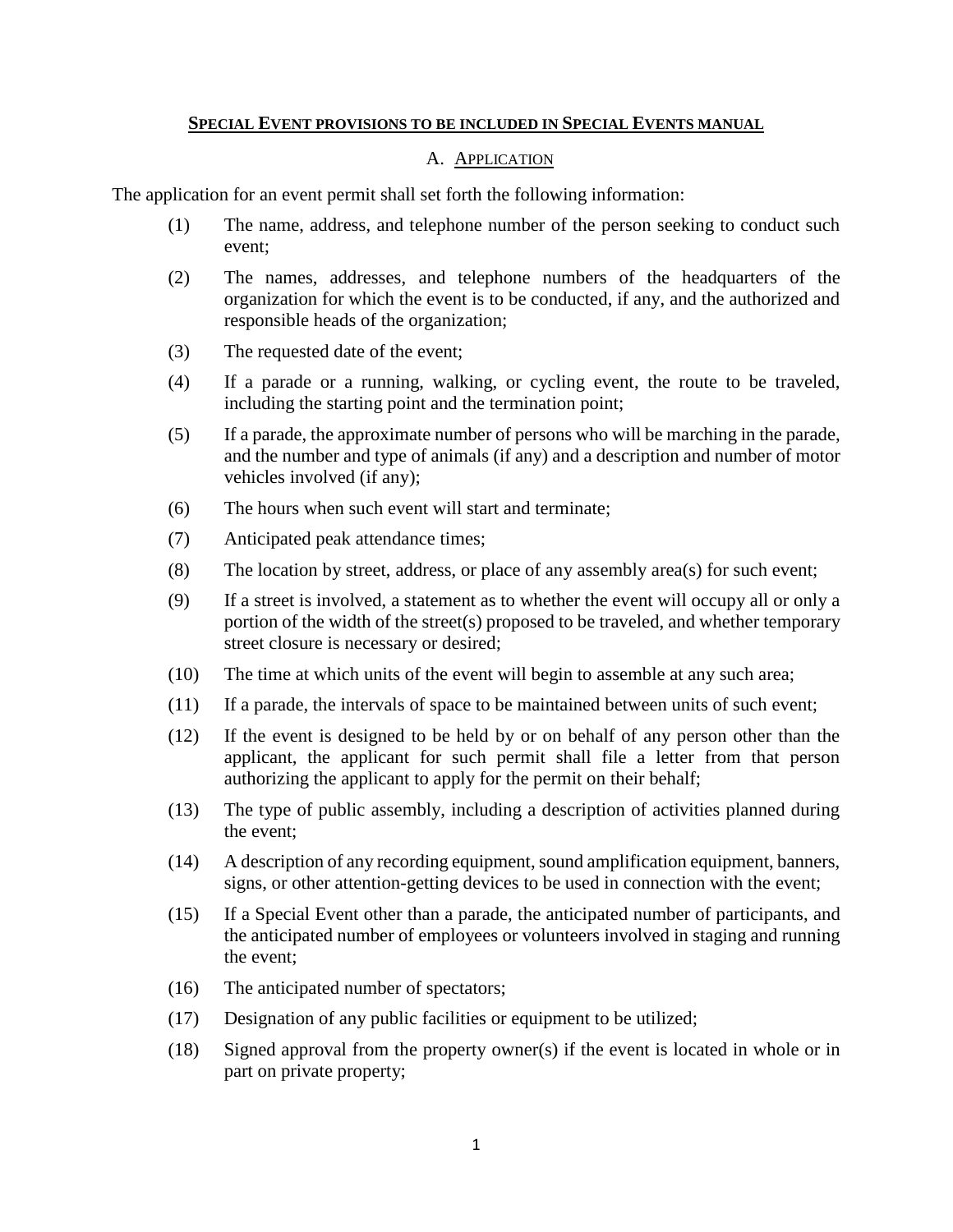## **SPECIAL EVENT PROVISIONS TO BE INCLUDED IN SPECIAL EVENTS MANUAL**

### A. APPLICATION

The application for an event permit shall set forth the following information:

(1) The name, address, and telephone number of the person seeking to conduct such event;

(2) The names, addresses, and telephone numbers of the headquarters of the organization for which the event is to be conducted, if any, and the authorized and responsible heads of the organization;

(3) The requested date of the event;

(4) If a parade or a running, walking, or cycling event, the route to be traveled, including the starting point and the termination point;

(5) If a parade, the approximate number of persons who will be marching in the parade, and the number and type of animals (if any) and a description and number of motor vehicles involved (if any);

(6) The hours when such event will start and terminate;

(7) Anticipated peak attendance times;

(8) The location by street, address, or place of any assembly area(s) for such event;

(9) If a street is involved, a statement as to whether the event will occupy all or only a portion of the width of the street(s) proposed to be traveled, and whether temporary street closure is necessary or desired;

(10) The time at which units of the event will begin to assemble at any such area;

(11) If a parade, the intervals of space to be maintained between units of such event;

(12) If the event is designed to be held by or on behalf of any person other than the applicant, the applicant for such permit shall file a letter from that person authorizing the applicant to apply for the permit on their behalf;

(13) The type of public assembly, including a description of activities planned during the event;

(14) A description of any recording equipment, sound amplification equipment, banners, signs, or other attention-getting devices to be used in connection with the event;

(15) If a Special Event other than a parade, the anticipated number of participants, and the anticipated number of employees or volunteers involved in staging and running the event;

(16) The anticipated number of spectators;

(17) Designation of any public facilities or equipment to be utilized;

(18) Signed approval from the property owner(s) if the event is located in whole or in part on private property;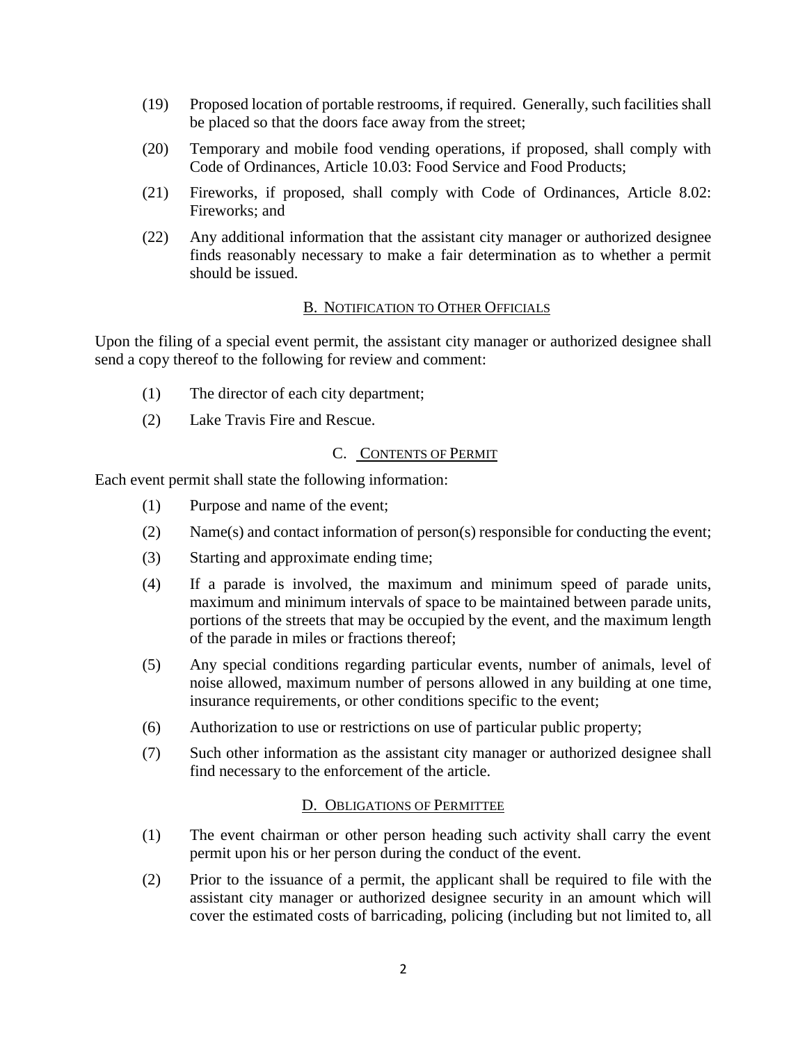(19) Proposed location of portable restrooms, if required. Generally, such facilities shall be placed so that the doors face away from the street;

(20) Temporary and mobile food vending operations, if proposed, shall comply with Code of Ordinances, Article 10.03: Food Service and Food Products;

(21) Fireworks, if proposed, shall comply with Code of Ordinances, Article 8.02: Fireworks; and

(22) Any additional information that the assistant city manager or authorized designee finds reasonably necessary to make a fair determination as to whether a permit should be issued.

## B. NOTIFICATION TO OTHER OFFICIALS

Upon the filing of a special event permit, the assistant city manager or authorized designee shall send a copy thereof to the following for review and comment:

(1) The director of each city department;

(2) Lake Travis Fire and Rescue.

## C. CONTENTS OF PERMIT

Each event permit shall state the following information:

(1) Purpose and name of the event;

(2) Name(s) and contact information of person(s) responsible for conducting the event;

(3) Starting and approximate ending time;

(4) If a parade is involved, the maximum and minimum speed of parade units, maximum and minimum intervals of space to be maintained between parade units, portions of the streets that may be occupied by the event, and the maximum length of the parade in miles or fractions thereof;

(5) Any special conditions regarding particular events, number of animals, level of noise allowed, maximum number of persons allowed in any building at one time, insurance requirements, or other conditions specific to the event;

(6) Authorization to use or restrictions on use of particular public property;

(7) Such other information as the assistant city manager or authorized designee shall find necessary to the enforcement of the article.

## D. OBLIGATIONS OF PERMITTEE

(1) The event chairman or other person heading such activity shall carry the event permit upon his or her person during the conduct of the event.

(2) Prior to the issuance of a permit, the applicant shall be required to file with the assistant city manager or authorized designee security in an amount which will cover the estimated costs of barricading, policing (including but not limited to, all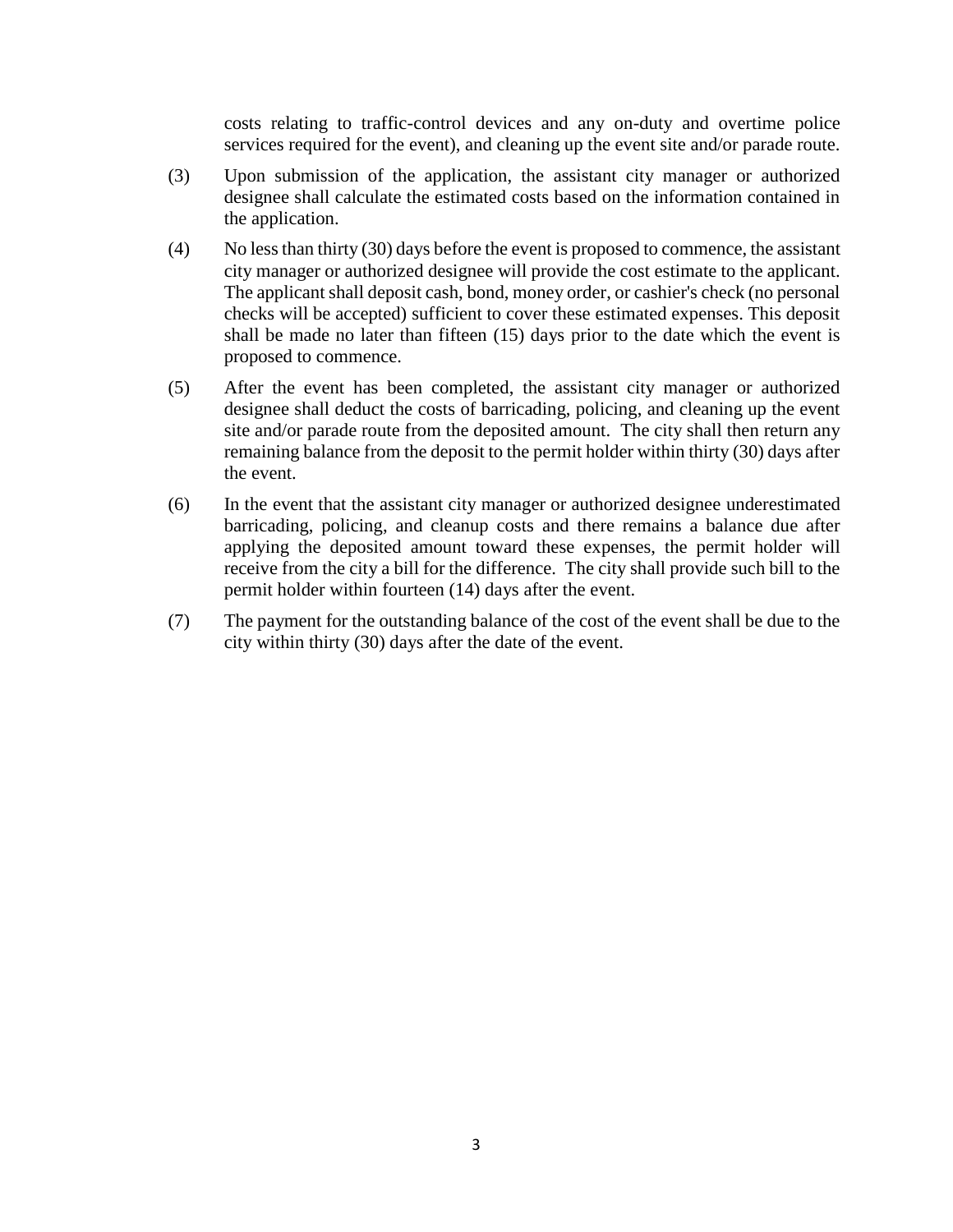costs relating to traffic-control devices and any on-duty and overtime police services required for the event), and cleaning up the event site and/or parade route.

(3) Upon submission of the application, the assistant city manager or authorized designee shall calculate the estimated costs based on the information contained in the application.

(4) No less than thirty (30) days before the event is proposed to commence, the assistant city manager or authorized designee will provide the cost estimate to the applicant. The applicant shall deposit cash, bond, money order, or cashier's check (no personal checks will be accepted) sufficient to cover these estimated expenses. This deposit shall be made no later than fifteen (15) days prior to the date which the event is proposed to commence.

(5) After the event has been completed, the assistant city manager or authorized designee shall deduct the costs of barricading, policing, and cleaning up the event site and/or parade route from the deposited amount. The city shall then return any remaining balance from the deposit to the permit holder within thirty (30) days after the event.

(6) In the event that the assistant city manager or authorized designee underestimated barricading, policing, and cleanup costs and there remains a balance due after applying the deposited amount toward these expenses, the permit holder will receive from the city a bill for the difference. The city shall provide such bill to the permit holder within fourteen (14) days after the event.

(7) The payment for the outstanding balance of the cost of the event shall be due to the city within thirty (30) days after the date of the event.